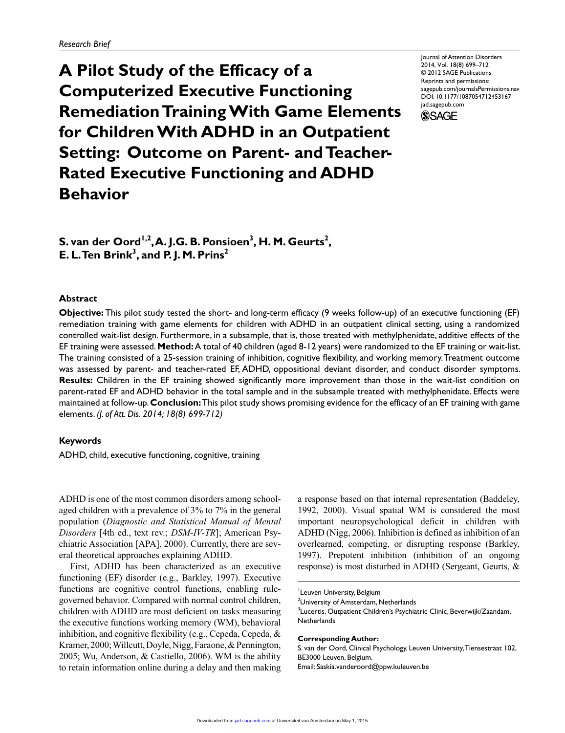Research Brief

# A Pilot Study of the Efficacy of a Computerized Executive Functioning Remediation Training With Game Elements for Children With ADHD in an Outpatient Setting: Outcome on Parent- and Teacher-Rated Executive Functioning and ADHD Behavior

Journal of Attention Disorders
2014, Vol. 18(8) 699–712
© 2012 SAGE Publications
Reprints and permissions: sagepub.com/journalsPermissions.nav
DOI: 10.1177/1087054712453167
jad.sagepub.com

**S. van der Oord[1,2], A. J.G. B. Ponsioen[3], H. M. Geurts[2], E. L. Ten Brink[3], and P. J. M. Prins[2]**

## Abstract

**Objective:** This pilot study tested the short- and long-term efficacy (9 weeks follow-up) of an executive functioning (EF) remediation training with game elements for children with ADHD in an outpatient clinical setting, using a randomized controlled wait-list design. Furthermore, in a subsample, that is, those treated with methylphenidate, additive effects of the EF training were assessed. **Method:** A total of 40 children (aged 8-12 years) were randomized to the EF training or wait-list. The training consisted of a 25-session training of inhibition, cognitive flexibility, and working memory. Treatment outcome was assessed by parent- and teacher-rated EF, ADHD, oppositional deviant disorder, and conduct disorder symptoms. **Results:** Children in the EF training showed significantly more improvement than those in the wait-list condition on parent-rated EF and ADHD behavior in the total sample and in the subsample treated with methylphenidate. Effects were maintained at follow-up. **Conclusion:** This pilot study shows promising evidence for the efficacy of an EF training with game elements. *(J. of Att. Dis. 2014; 18(8) 699-712)*

### Keywords

ADHD, child, executive functioning, cognitive, training

ADHD is one of the most common disorders among school-aged children with a prevalence of 3% to 7% in the general population (*Diagnostic and Statistical Manual of Mental Disorders* [4th ed., text rev.; *DSM-IV-TR*]; American Psychiatric Association [APA], 2000). Currently, there are several theoretical approaches explaining ADHD.

First, ADHD has been characterized as an executive functioning (EF) disorder (e.g., Barkley, 1997). Executive functions are cognitive control functions, enabling rule-governed behavior. Compared with normal control children, children with ADHD are most deficient on tasks measuring the executive functions working memory (WM), behavioral inhibition, and cognitive flexibility (e.g., Cepeda, Cepeda, & Kramer, 2000; Willcutt, Doyle, Nigg, Faraone, & Pennington, 2005; Wu, Anderson, & Castiello, 2006). WM is the ability to retain information online during a delay and then making a response based on that internal representation (Baddeley, 1992, 2000). Visual spatial WM is considered the most important neuropsychological deficit in children with ADHD (Nigg, 2006). Inhibition is defined as inhibition of an overlearned, competing, or disrupting response (Barkley, 1997). Prepotent inhibition (inhibition of an ongoing response) is most disturbed in ADHD (Sergeant, Geurts, &

[1]Leuven University, Belgium
[2]University of Amsterdam, Netherlands
[3]Lucertis, Outpatient Children's Psychiatric Clinic, Beverwijk/Zaandam, Netherlands

**Corresponding Author:**
S. van der Oord, Clinical Psychology, Leuven University, Tiensestraat 102, BE3000 Leuven, Belgium.
Email: Saskia.vanderoord@ppw.kuleuven.be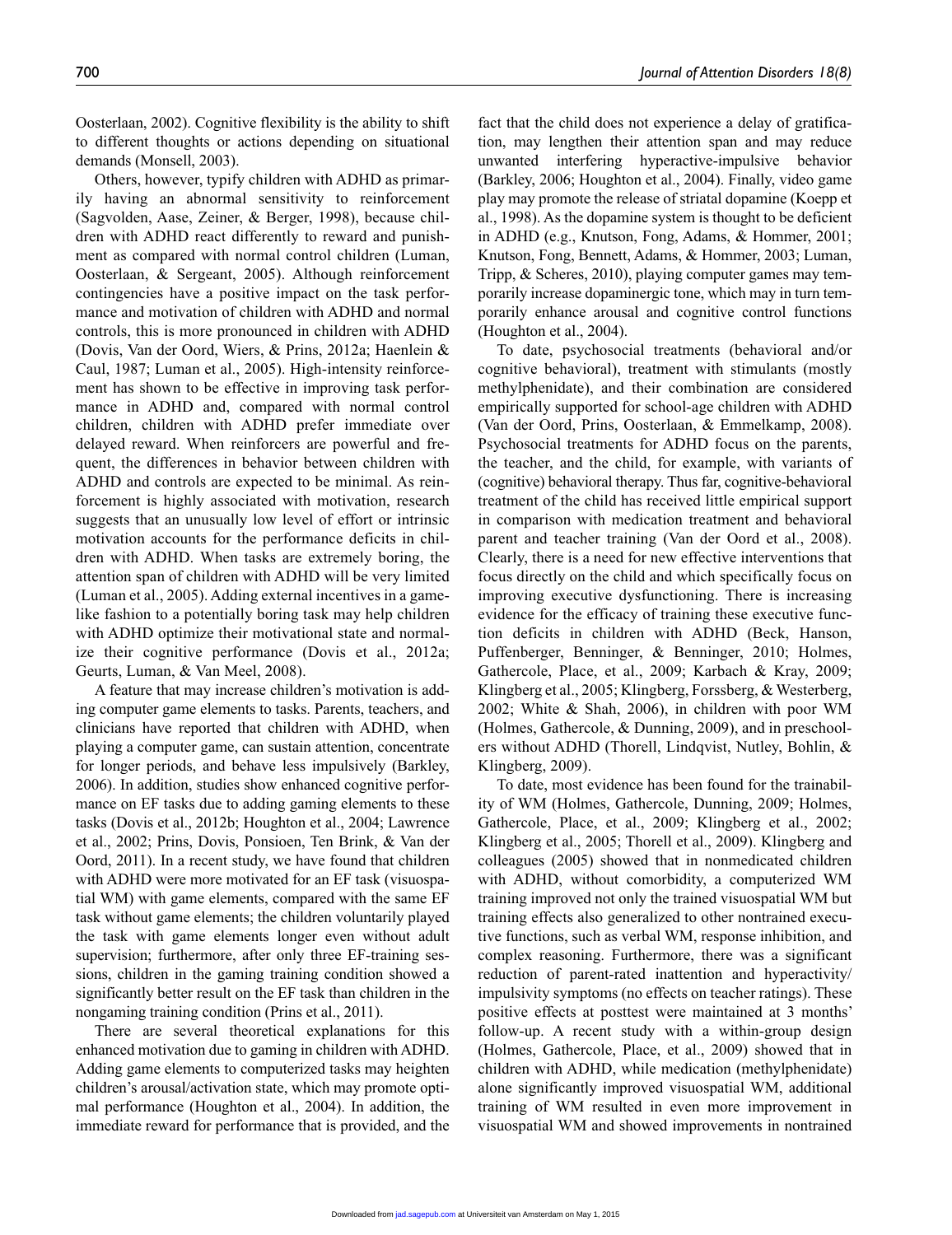Oosterlaan, 2002). Cognitive flexibility is the ability to shift to different thoughts or actions depending on situational demands (Monsell, 2003).

Others, however, typify children with ADHD as primarily having an abnormal sensitivity to reinforcement (Sagvolden, Aase, Zeiner, & Berger, 1998), because children with ADHD react differently to reward and punishment as compared with normal control children (Luman, Oosterlaan, & Sergeant, 2005). Although reinforcement contingencies have a positive impact on the task performance and motivation of children with ADHD and normal controls, this is more pronounced in children with ADHD (Dovis, Van der Oord, Wiers, & Prins, 2012a; Haenlein & Caul, 1987; Luman et al., 2005). High-intensity reinforcement has shown to be effective in improving task performance in ADHD and, compared with normal control children, children with ADHD prefer immediate over delayed reward. When reinforcers are powerful and frequent, the differences in behavior between children with ADHD and controls are expected to be minimal. As reinforcement is highly associated with motivation, research suggests that an unusually low level of effort or intrinsic motivation accounts for the performance deficits in children with ADHD. When tasks are extremely boring, the attention span of children with ADHD will be very limited (Luman et al., 2005). Adding external incentives in a game-like fashion to a potentially boring task may help children with ADHD optimize their motivational state and normalize their cognitive performance (Dovis et al., 2012a; Geurts, Luman, & Van Meel, 2008).

A feature that may increase children's motivation is adding computer game elements to tasks. Parents, teachers, and clinicians have reported that children with ADHD, when playing a computer game, can sustain attention, concentrate for longer periods, and behave less impulsively (Barkley, 2006). In addition, studies show enhanced cognitive performance on EF tasks due to adding gaming elements to these tasks (Dovis et al., 2012b; Houghton et al., 2004; Lawrence et al., 2002; Prins, Dovis, Ponsioen, Ten Brink, & Van der Oord, 2011). In a recent study, we have found that children with ADHD were more motivated for an EF task (visuospatial WM) with game elements, compared with the same EF task without game elements; the children voluntarily played the task with game elements longer even without adult supervision; furthermore, after only three EF-training sessions, children in the gaming training condition showed a significantly better result on the EF task than children in the nongaming training condition (Prins et al., 2011).

There are several theoretical explanations for this enhanced motivation due to gaming in children with ADHD. Adding game elements to computerized tasks may heighten children's arousal/activation state, which may promote optimal performance (Houghton et al., 2004). In addition, the immediate reward for performance that is provided, and the fact that the child does not experience a delay of gratification, may lengthen their attention span and may reduce unwanted interfering hyperactive-impulsive behavior (Barkley, 2006; Houghton et al., 2004). Finally, video game play may promote the release of striatal dopamine (Koepp et al., 1998). As the dopamine system is thought to be deficient in ADHD (e.g., Knutson, Fong, Adams, & Hommer, 2001; Knutson, Fong, Bennett, Adams, & Hommer, 2003; Luman, Tripp, & Scheres, 2010), playing computer games may temporarily increase dopaminergic tone, which may in turn temporarily enhance arousal and cognitive control functions (Houghton et al., 2004).

To date, psychosocial treatments (behavioral and/or cognitive behavioral), treatment with stimulants (mostly methylphenidate), and their combination are considered empirically supported for school-age children with ADHD (Van der Oord, Prins, Oosterlaan, & Emmelkamp, 2008). Psychosocial treatments for ADHD focus on the parents, the teacher, and the child, for example, with variants of (cognitive) behavioral therapy. Thus far, cognitive-behavioral treatment of the child has received little empirical support in comparison with medication treatment and behavioral parent and teacher training (Van der Oord et al., 2008). Clearly, there is a need for new effective interventions that focus directly on the child and which specifically focus on improving executive dysfunctioning. There is increasing evidence for the efficacy of training these executive function deficits in children with ADHD (Beck, Hanson, Puffenberger, Benninger, & Benninger, 2010; Holmes, Gathercole, Place, et al., 2009; Karbach & Kray, 2009; Klingberg et al., 2005; Klingberg, Forssberg, & Westerberg, 2002; White & Shah, 2006), in children with poor WM (Holmes, Gathercole, & Dunning, 2009), and in preschoolers without ADHD (Thorell, Lindqvist, Nutley, Bohlin, & Klingberg, 2009).

To date, most evidence has been found for the trainability of WM (Holmes, Gathercole, Dunning, 2009; Holmes, Gathercole, Place, et al., 2009; Klingberg et al., 2002; Klingberg et al., 2005; Thorell et al., 2009). Klingberg and colleagues (2005) showed that in nonmedicated children with ADHD, without comorbidity, a computerized WM training improved not only the trained visuospatial WM but training effects also generalized to other nontrained executive functions, such as verbal WM, response inhibition, and complex reasoning. Furthermore, there was a significant reduction of parent-rated inattention and hyperactivity/impulsivity symptoms (no effects on teacher ratings). These positive effects at posttest were maintained at 3 months' follow-up. A recent study with a within-group design (Holmes, Gathercole, Place, et al., 2009) showed that in children with ADHD, while medication (methylphenidate) alone significantly improved visuospatial WM, additional training of WM resulted in even more improvement in visuospatial WM and showed improvements in nontrained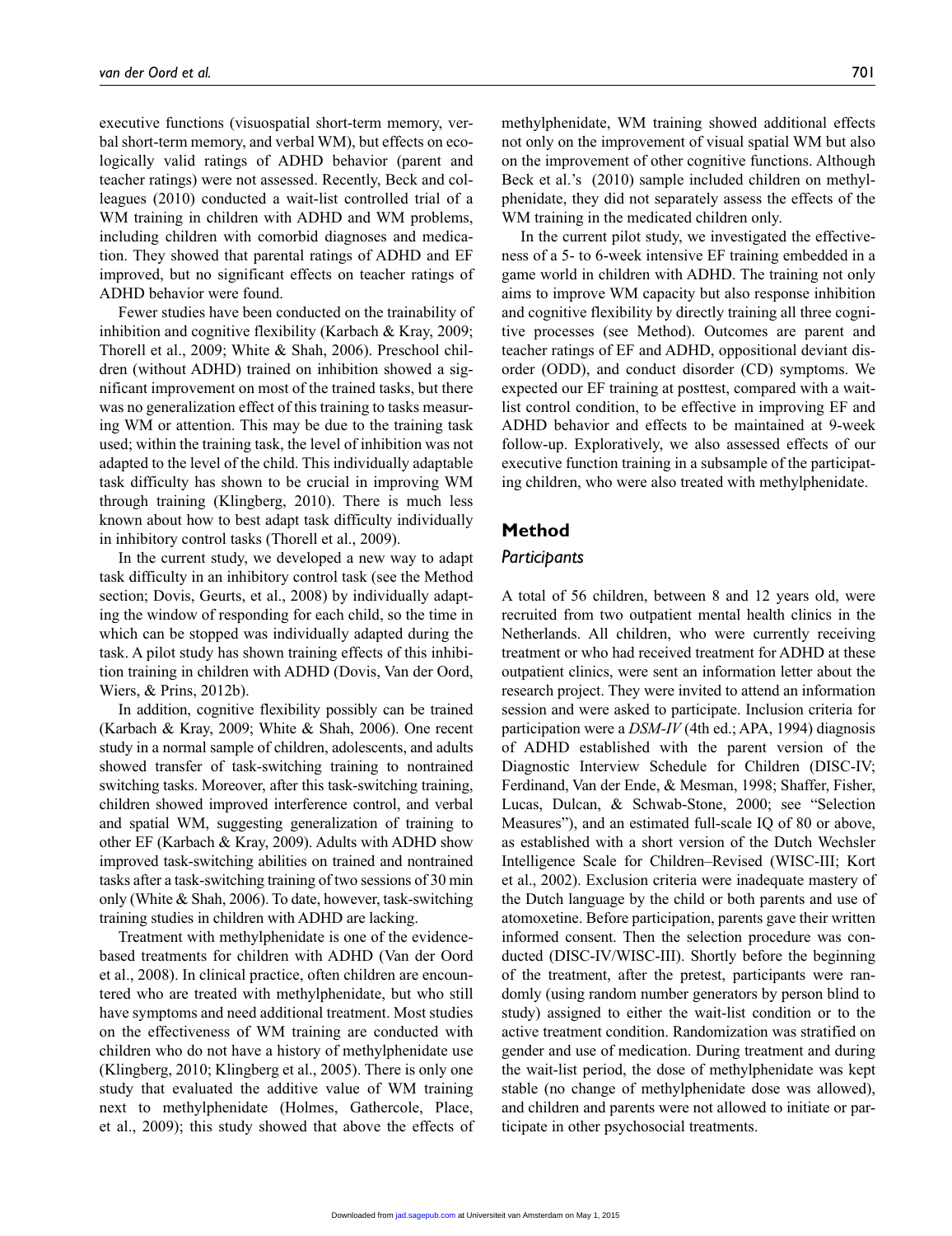executive functions (visuospatial short-term memory, verbal short-term memory, and verbal WM), but effects on ecologically valid ratings of ADHD behavior (parent and teacher ratings) were not assessed. Recently, Beck and colleagues (2010) conducted a wait-list controlled trial of a WM training in children with ADHD and WM problems, including children with comorbid diagnoses and medication. They showed that parental ratings of ADHD and EF improved, but no significant effects on teacher ratings of ADHD behavior were found.

Fewer studies have been conducted on the trainability of inhibition and cognitive flexibility (Karbach & Kray, 2009; Thorell et al., 2009; White & Shah, 2006). Preschool children (without ADHD) trained on inhibition showed a significant improvement on most of the trained tasks, but there was no generalization effect of this training to tasks measuring WM or attention. This may be due to the training task used; within the training task, the level of inhibition was not adapted to the level of the child. This individually adaptable task difficulty has shown to be crucial in improving WM through training (Klingberg, 2010). There is much less known about how to best adapt task difficulty individually in inhibitory control tasks (Thorell et al., 2009).

In the current study, we developed a new way to adapt task difficulty in an inhibitory control task (see the Method section; Dovis, Geurts, et al., 2008) by individually adapting the window of responding for each child, so the time in which can be stopped was individually adapted during the task. A pilot study has shown training effects of this inhibition training in children with ADHD (Dovis, Van der Oord, Wiers, & Prins, 2012b).

In addition, cognitive flexibility possibly can be trained (Karbach & Kray, 2009; White & Shah, 2006). One recent study in a normal sample of children, adolescents, and adults showed transfer of task-switching training to nontrained switching tasks. Moreover, after this task-switching training, children showed improved interference control, and verbal and spatial WM, suggesting generalization of training to other EF (Karbach & Kray, 2009). Adults with ADHD show improved task-switching abilities on trained and nontrained tasks after a task-switching training of two sessions of 30 min only (White & Shah, 2006). To date, however, task-switching training studies in children with ADHD are lacking.

Treatment with methylphenidate is one of the evidence-based treatments for children with ADHD (Van der Oord et al., 2008). In clinical practice, often children are encountered who are treated with methylphenidate, but who still have symptoms and need additional treatment. Most studies on the effectiveness of WM training are conducted with children who do not have a history of methylphenidate use (Klingberg, 2010; Klingberg et al., 2005). There is only one study that evaluated the additive value of WM training next to methylphenidate (Holmes, Gathercole, Place, et al., 2009); this study showed that above the effects of methylphenidate, WM training showed additional effects not only on the improvement of visual spatial WM but also on the improvement of other cognitive functions. Although Beck et al.'s (2010) sample included children on methylphenidate, they did not separately assess the effects of the WM training in the medicated children only.

In the current pilot study, we investigated the effectiveness of a 5- to 6-week intensive EF training embedded in a game world in children with ADHD. The training not only aims to improve WM capacity but also response inhibition and cognitive flexibility by directly training all three cognitive processes (see Method). Outcomes are parent and teacher ratings of EF and ADHD, oppositional deviant disorder (ODD), and conduct disorder (CD) symptoms. We expected our EF training at posttest, compared with a wait-list control condition, to be effective in improving EF and ADHD behavior and effects to be maintained at 9-week follow-up. Exploratively, we also assessed effects of our executive function training in a subsample of the participating children, who were also treated with methylphenidate.

## Method

### *Participants*

A total of 56 children, between 8 and 12 years old, were recruited from two outpatient mental health clinics in the Netherlands. All children, who were currently receiving treatment or who had received treatment for ADHD at these outpatient clinics, were sent an information letter about the research project. They were invited to attend an information session and were asked to participate. Inclusion criteria for participation were a *DSM-IV* (4th ed.; APA, 1994) diagnosis of ADHD established with the parent version of the Diagnostic Interview Schedule for Children (DISC-IV; Ferdinand, Van der Ende, & Mesman, 1998; Shaffer, Fisher, Lucas, Dulcan, & Schwab-Stone, 2000; see "Selection Measures"), and an estimated full-scale IQ of 80 or above, as established with a short version of the Dutch Wechsler Intelligence Scale for Children–Revised (WISC-III; Kort et al., 2002). Exclusion criteria were inadequate mastery of the Dutch language by the child or both parents and use of atomoxetine. Before participation, parents gave their written informed consent. Then the selection procedure was conducted (DISC-IV/WISC-III). Shortly before the beginning of the treatment, after the pretest, participants were randomly (using random number generators by person blind to study) assigned to either the wait-list condition or to the active treatment condition. Randomization was stratified on gender and use of medication. During treatment and during the wait-list period, the dose of methylphenidate was kept stable (no change of methylphenidate dose was allowed), and children and parents were not allowed to initiate or participate in other psychosocial treatments.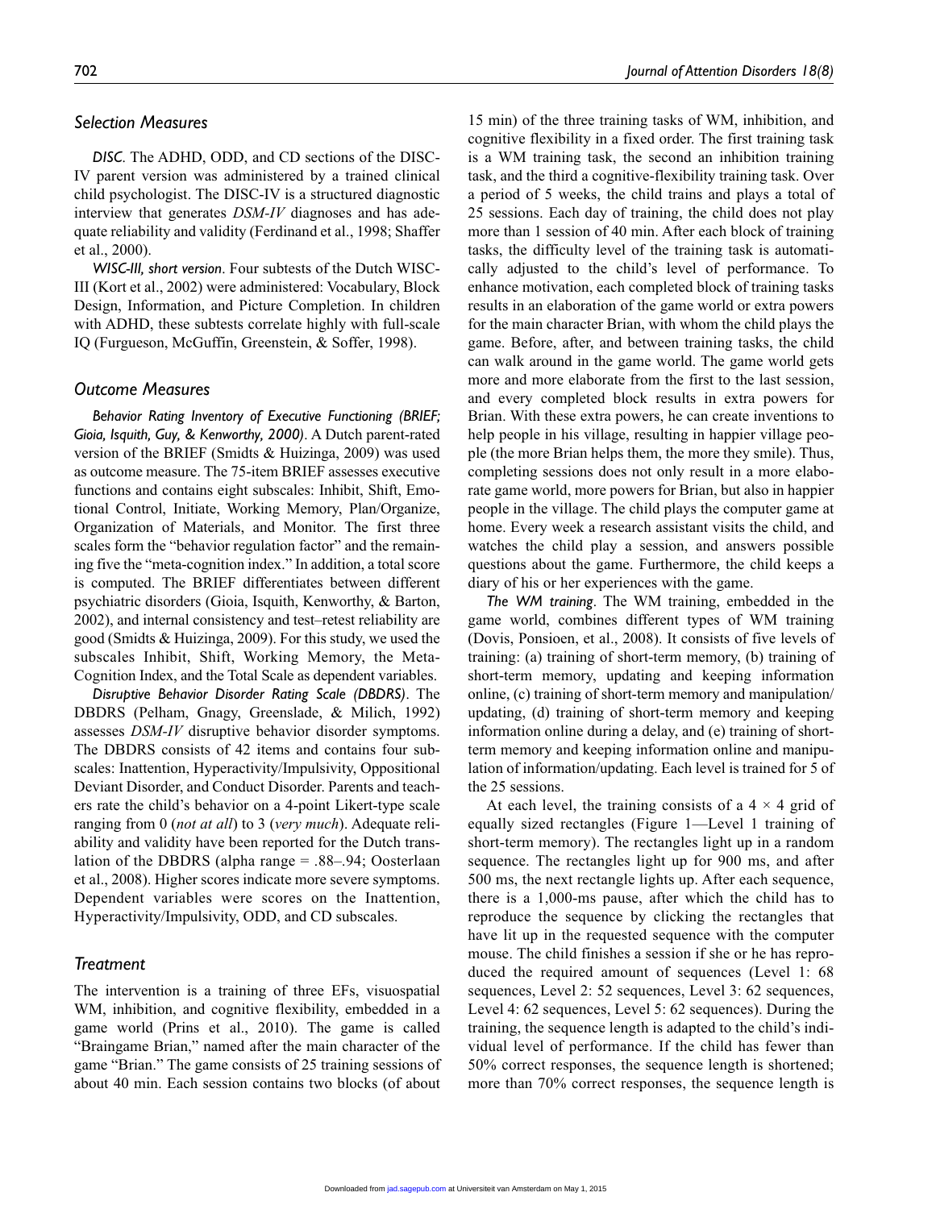## Selection Measures

*DISC*. The ADHD, ODD, and CD sections of the DISC-IV parent version was administered by a trained clinical child psychologist. The DISC-IV is a structured diagnostic interview that generates *DSM-IV* diagnoses and has adequate reliability and validity (Ferdinand et al., 1998; Shaffer et al., 2000).

*WISC-III, short version*. Four subtests of the Dutch WISC-III (Kort et al., 2002) were administered: Vocabulary, Block Design, Information, and Picture Completion. In children with ADHD, these subtests correlate highly with full-scale IQ (Furgueson, McGuffin, Greenstein, & Soffer, 1998).

## Outcome Measures

*Behavior Rating Inventory of Executive Functioning (BRIEF; Gioia, Isquith, Guy, & Kenworthy, 2000)*. A Dutch parent-rated version of the BRIEF (Smidts & Huizinga, 2009) was used as outcome measure. The 75-item BRIEF assesses executive functions and contains eight subscales: Inhibit, Shift, Emotional Control, Initiate, Working Memory, Plan/Organize, Organization of Materials, and Monitor. The first three scales form the "behavior regulation factor" and the remaining five the "meta-cognition index." In addition, a total score is computed. The BRIEF differentiates between different psychiatric disorders (Gioia, Isquith, Kenworthy, & Barton, 2002), and internal consistency and test–retest reliability are good (Smidts & Huizinga, 2009). For this study, we used the subscales Inhibit, Shift, Working Memory, the Meta-Cognition Index, and the Total Scale as dependent variables.

*Disruptive Behavior Disorder Rating Scale (DBDRS)*. The DBDRS (Pelham, Gnagy, Greenslade, & Milich, 1992) assesses *DSM-IV* disruptive behavior disorder symptoms. The DBDRS consists of 42 items and contains four subscales: Inattention, Hyperactivity/Impulsivity, Oppositional Deviant Disorder, and Conduct Disorder. Parents and teachers rate the child's behavior on a 4-point Likert-type scale ranging from 0 (*not at all*) to 3 (*very much*). Adequate reliability and validity have been reported for the Dutch translation of the DBDRS (alpha range = .88–.94; Oosterlaan et al., 2008). Higher scores indicate more severe symptoms. Dependent variables were scores on the Inattention, Hyperactivity/Impulsivity, ODD, and CD subscales.

## Treatment

The intervention is a training of three EFs, visuospatial WM, inhibition, and cognitive flexibility, embedded in a game world (Prins et al., 2010). The game is called "Braingame Brian," named after the main character of the game "Brian." The game consists of 25 training sessions of about 40 min. Each session contains two blocks (of about 15 min) of the three training tasks of WM, inhibition, and cognitive flexibility in a fixed order. The first training task is a WM training task, the second an inhibition training task, and the third a cognitive-flexibility training task. Over a period of 5 weeks, the child trains and plays a total of 25 sessions. Each day of training, the child does not play more than 1 session of 40 min. After each block of training tasks, the difficulty level of the training task is automatically adjusted to the child's level of performance. To enhance motivation, each completed block of training tasks results in an elaboration of the game world or extra powers for the main character Brian, with whom the child plays the game. Before, after, and between training tasks, the child can walk around in the game world. The game world gets more and more elaborate from the first to the last session, and every completed block results in extra powers for Brian. With these extra powers, he can create inventions to help people in his village, resulting in happier village people (the more Brian helps them, the more they smile). Thus, completing sessions does not only result in a more elaborate game world, more powers for Brian, but also in happier people in the village. The child plays the computer game at home. Every week a research assistant visits the child, and watches the child play a session, and answers possible questions about the game. Furthermore, the child keeps a diary of his or her experiences with the game.

*The WM training*. The WM training, embedded in the game world, combines different types of WM training (Dovis, Ponsioen, et al., 2008). It consists of five levels of training: (a) training of short-term memory, (b) training of short-term memory, updating and keeping information online, (c) training of short-term memory and manipulation/updating, (d) training of short-term memory and keeping information online during a delay, and (e) training of short-term memory and keeping information online and manipulation of information/updating. Each level is trained for 5 of the 25 sessions.

At each level, the training consists of a $4 \times 4$ grid of equally sized rectangles (Figure 1—Level 1 training of short-term memory). The rectangles light up in a random sequence. The rectangles light up for 900 ms, and after 500 ms, the next rectangle lights up. After each sequence, there is a 1,000-ms pause, after which the child has to reproduce the sequence by clicking the rectangles that have lit up in the requested sequence with the computer mouse. The child finishes a session if she or he has reproduced the required amount of sequences (Level 1: 68 sequences, Level 2: 52 sequences, Level 3: 62 sequences, Level 4: 62 sequences, Level 5: 62 sequences). During the training, the sequence length is adapted to the child's individual level of performance. If the child has fewer than 50% correct responses, the sequence length is shortened; more than 70% correct responses, the sequence length is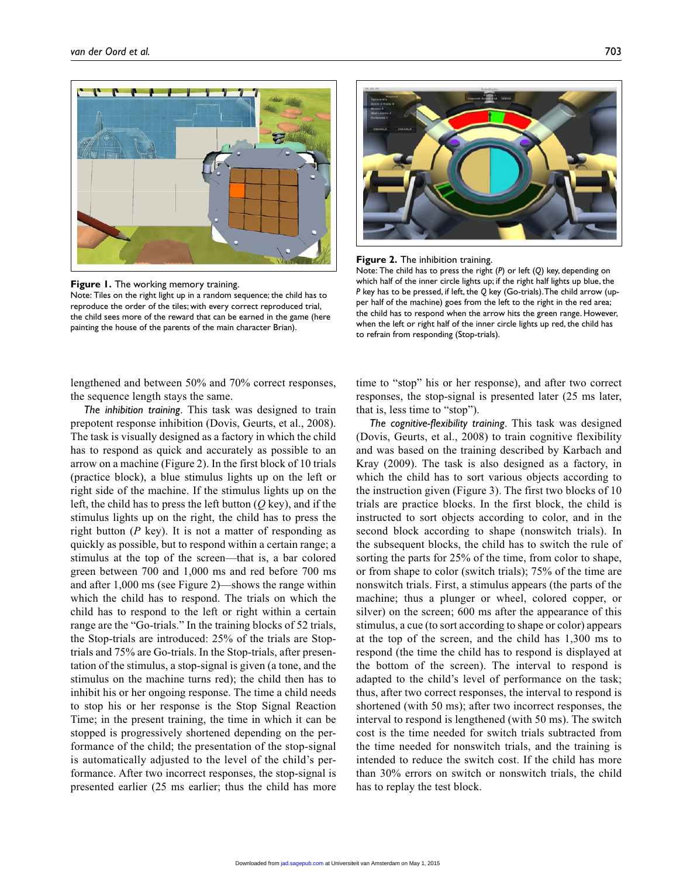**Figure 1.** The working memory training.
Note: Tiles on the right light up in a random sequence; the child has to reproduce the order of the tiles; with every correct reproduced trial, the child sees more of the reward that can be earned in the game (here painting the house of the parents of the main character Brian).

**Figure 2.** The inhibition training.
Note: The child has to press the right (*P*) or left (*Q*) key, depending on which half of the inner circle lights up; if the right half lights up blue, the *P* key has to be pressed, if left, the *Q* key (Go-trials). The child arrow (upper half of the machine) goes from the left to the right in the red area; the child has to respond when the arrow hits the green range. However, when the left or right half of the inner circle lights up red, the child has to refrain from responding (Stop-trials).

lengthened and between 50% and 70% correct responses, the sequence length stays the same.

*The inhibition training*. This task was designed to train prepotent response inhibition (Dovis, Geurts, et al., 2008). The task is visually designed as a factory in which the child has to respond as quick and accurately as possible to an arrow on a machine (Figure 2). In the first block of 10 trials (practice block), a blue stimulus lights up on the left or right side of the machine. If the stimulus lights up on the left, the child has to press the left button (*Q* key), and if the stimulus lights up on the right, the child has to press the right button (*P* key). It is not a matter of responding as quickly as possible, but to respond within a certain range; a stimulus at the top of the screen—that is, a bar colored green between 700 and 1,000 ms and red before 700 ms and after 1,000 ms (see Figure 2)—shows the range within which the child has to respond. The trials on which the child has to respond to the left or right within a certain range are the "Go-trials." In the training blocks of 52 trials, the Stop-trials are introduced: 25% of the trials are Stop-trials and 75% are Go-trials. In the Stop-trials, after presentation of the stimulus, a stop-signal is given (a tone, and the stimulus on the machine turns red); the child then has to inhibit his or her ongoing response. The time a child needs to stop his or her response is the Stop Signal Reaction Time; in the present training, the time in which it can be stopped is progressively shortened depending on the performance of the child; the presentation of the stop-signal is automatically adjusted to the level of the child's performance. After two incorrect responses, the stop-signal is presented earlier (25 ms earlier; thus the child has more time to "stop" his or her response), and after two correct responses, the stop-signal is presented later (25 ms later, that is, less time to "stop").

*The cognitive-flexibility training*. This task was designed (Dovis, Geurts, et al., 2008) to train cognitive flexibility and was based on the training described by Karbach and Kray (2009). The task is also designed as a factory, in which the child has to sort various objects according to the instruction given (Figure 3). The first two blocks of 10 trials are practice blocks. In the first block, the child is instructed to sort objects according to color, and in the second block according to shape (nonswitch trials). In the subsequent blocks, the child has to switch the rule of sorting the parts for 25% of the time, from color to shape, or from shape to color (switch trials); 75% of the time are nonswitch trials. First, a stimulus appears (the parts of the machine; thus a plunger or wheel, colored copper, or silver) on the screen; 600 ms after the appearance of this stimulus, a cue (to sort according to shape or color) appears at the top of the screen, and the child has 1,300 ms to respond (the time the child has to respond is displayed at the bottom of the screen). The interval to respond is adapted to the child's level of performance on the task; thus, after two correct responses, the interval to respond is shortened (with 50 ms); after two incorrect responses, the interval to respond is lengthened (with 50 ms). The switch cost is the time needed for switch trials subtracted from the time needed for nonswitch trials, and the training is intended to reduce the switch cost. If the child has more than 30% errors on switch or nonswitch trials, the child has to replay the test block.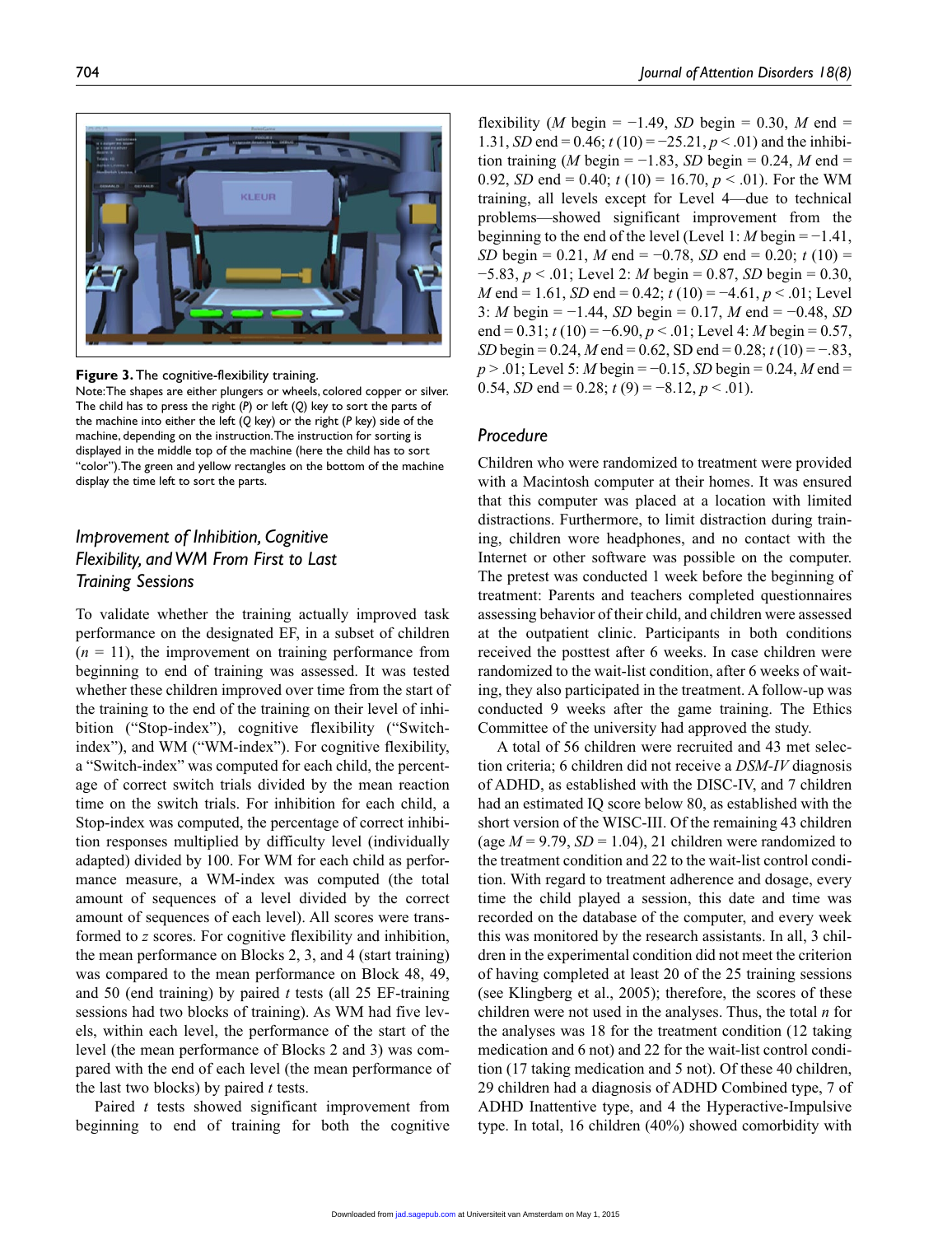Figure 3. The cognitive-flexibility training.

Note: The shapes are either plungers or wheels, colored copper or silver. The child has to press the right (*P*) or left (*Q*) key to sort the parts of the machine into either the left (*Q* key) or the right (*P* key) side of the machine, depending on the instruction. The instruction for sorting is displayed in the middle top of the machine (here the child has to sort "color"). The green and yellow rectangles on the bottom of the machine display the time left to sort the parts.

### *Improvement of Inhibition, Cognitive Flexibility, and WM From First to Last Training Sessions*

To validate whether the training actually improved task performance on the designated EF, in a subset of children ($n$ = 11), the improvement on training performance from beginning to end of training was assessed. It was tested whether these children improved over time from the start of the training to the end of the training on their level of inhibition ("Stop-index"), cognitive flexibility ("Switch-index"), and WM ("WM-index"). For cognitive flexibility, a "Switch-index" was computed for each child, the percentage of correct switch trials divided by the mean reaction time on the switch trials. For inhibition for each child, a Stop-index was computed, the percentage of correct inhibition responses multiplied by difficulty level (individually adapted) divided by 100. For WM for each child as performance measure, a WM-index was computed (the total amount of sequences of a level divided by the correct amount of sequences of each level). All scores were transformed to $z$ scores. For cognitive flexibility and inhibition, the mean performance on Blocks 2, 3, and 4 (start training) was compared to the mean performance on Block 48, 49, and 50 (end training) by paired $t$ tests (all 25 EF-training sessions had two blocks of training). As WM had five levels, within each level, the performance of the start of the level (the mean performance of Blocks 2 and 3) was compared with the end of each level (the mean performance of the last two blocks) by paired $t$ tests.

Paired $t$ tests showed significant improvement from beginning to end of training for both the cognitive flexibility ($M$ begin = −1.49, $SD$ begin = 0.30, $M$ end = 1.31, $SD$ end = 0.46; $t$ (10) = −25.21, $p$ < .01) and the inhibition training ($M$ begin = −1.83, $SD$ begin = 0.24, $M$ end = 0.92, $SD$ end = 0.40; $t$ (10) = 16.70, $p$ < .01). For the WM training, all levels except for Level 4—due to technical problems—showed significant improvement from the beginning to the end of the level (Level 1: $M$ begin = −1.41, $SD$ begin = 0.21, $M$ end = −0.78, $SD$ end = 0.20; $t$ (10) = −5.83, $p$ < .01; Level 2: $M$ begin = 0.87, $SD$ begin = 0.30, $M$ end = 1.61, $SD$ end = 0.42; $t$ (10) = −4.61, $p$ < .01; Level 3: $M$ begin = −1.44, $SD$ begin = 0.17, $M$ end = −0.48, $SD$ end = 0.31; $t$ (10) = −6.90, $p$ < .01; Level 4: $M$ begin = 0.57, $SD$ begin = 0.24, $M$ end = 0.62, SD end = 0.28; $t$ (10) = −.83, $p$ > .01; Level 5: $M$ begin = −0.15, $SD$ begin = 0.24, $M$ end = 0.54, $SD$ end = 0.28; $t$ (9) = −8.12, $p$ < .01).

### *Procedure*

Children who were randomized to treatment were provided with a Macintosh computer at their homes. It was ensured that this computer was placed at a location with limited distractions. Furthermore, to limit distraction during training, children wore headphones, and no contact with the Internet or other software was possible on the computer. The pretest was conducted 1 week before the beginning of treatment: Parents and teachers completed questionnaires assessing behavior of their child, and children were assessed at the outpatient clinic. Participants in both conditions received the posttest after 6 weeks. In case children were randomized to the wait-list condition, after 6 weeks of waiting, they also participated in the treatment. A follow-up was conducted 9 weeks after the game training. The Ethics Committee of the university had approved the study.

A total of 56 children were recruited and 43 met selection criteria; 6 children did not receive a *DSM-IV* diagnosis of ADHD, as established with the DISC-IV, and 7 children had an estimated IQ score below 80, as established with the short version of the WISC-III. Of the remaining 43 children (age $M$ = 9.79, $SD$ = 1.04), 21 children were randomized to the treatment condition and 22 to the wait-list control condition. With regard to treatment adherence and dosage, every time the child played a session, this date and time was recorded on the database of the computer, and every week this was monitored by the research assistants. In all, 3 children in the experimental condition did not meet the criterion of having completed at least 20 of the 25 training sessions (see Klingberg et al., 2005); therefore, the scores of these children were not used in the analyses. Thus, the total $n$ for the analyses was 18 for the treatment condition (12 taking medication and 6 not) and 22 for the wait-list control condition (17 taking medication and 5 not). Of these 40 children, 29 children had a diagnosis of ADHD Combined type, 7 of ADHD Inattentive type, and 4 the Hyperactive-Impulsive type. In total, 16 children (40%) showed comorbidity with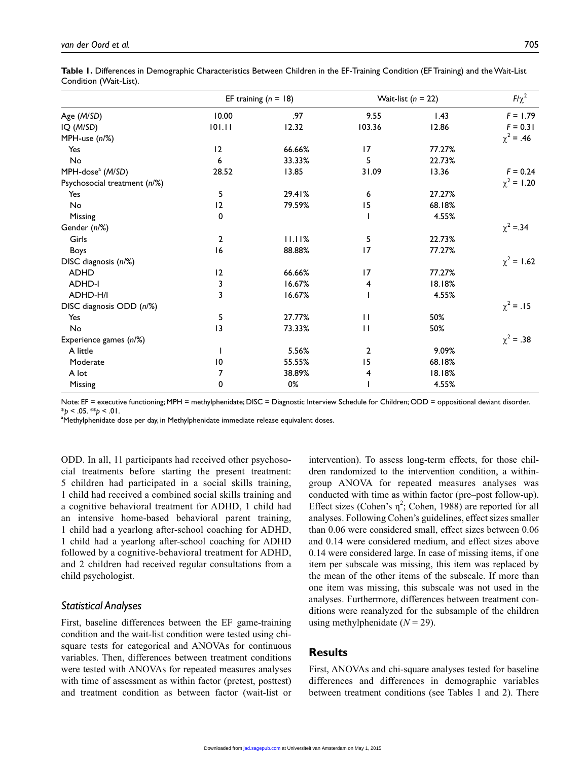**Table 1.** Differences in Demographic Characteristics Between Children in the EF-Training Condition (EF Training) and the Wait-List Condition (Wait-List).

| | EF training ($n$ = 18) | | Wait-list ($n$ = 22) | | $F/\chi^2$ |
|---|---|---|---|---|---|
| Age (*M*/*SD*) | 10.00 | .97 | 9.55 | 1.43 | $F$ = 1.79 |
| IQ (*M*/*SD*) | 101.11 | 12.32 | 103.36 | 12.86 | $F$ = 0.31 |
| MPH-use (*n*/%) | | | | | $\chi^2$ = .46 |
| Yes | 12 | 66.66% | 17 | 77.27% | |
| No | 6 | 33.33% | 5 | 22.73% | |
| MPH-dose[a] (*M*/*SD*) | 28.52 | 13.85 | 31.09 | 13.36 | $F$ = 0.24 |
| Psychosocial treatment (*n*/%) | | | | | $\chi^2$ = 1.20 |
| Yes | 5 | 29.41% | 6 | 27.27% | |
| No | 12 | 79.59% | 15 | 68.18% | |
| Missing | 0 | | 1 | 4.55% | |
| Gender (*n*/%) | | | | | $\chi^2$ =.34 |
| Girls | 2 | 11.11% | 5 | 22.73% | |
| Boys | 16 | 88.88% | 17 | 77.27% | |
| DISC diagnosis (*n*/%) | | | | | $\chi^2$ = 1.62 |
| ADHD | 12 | 66.66% | 17 | 77.27% | |
| ADHD-I | 3 | 16.67% | 4 | 18.18% | |
| ADHD-H/I | 3 | 16.67% | 1 | 4.55% | |
| DISC diagnosis ODD (*n*/%) | | | | | $\chi^2$ = .15 |
| Yes | 5 | 27.77% | 11 | 50% | |
| No | 13 | 73.33% | 11 | 50% | |
| Experience games (*n*/%) | | | | | $\chi^2$ = .38 |
| A little | 1 | 5.56% | 2 | 9.09% | |
| Moderate | 10 | 55.55% | 15 | 68.18% | |
| A lot | 7 | 38.89% | 4 | 18.18% | |
| Missing | 0 | 0% | 1 | 4.55% | |

Note: EF = executive functioning; MPH = methylphenidate; DISC = Diagnostic Interview Schedule for Children; ODD = oppositional deviant disorder.
*$p$ < .05. **$p$ < .01.
[a]Methylphenidate dose per day, in Methylphenidate immediate release equivalent doses.

ODD. In all, 11 participants had received other psychosocial treatments before starting the present treatment: 5 children had participated in a social skills training, 1 child had received a combined social skills training and a cognitive behavioral treatment for ADHD, 1 child had an intensive home-based behavioral parent training, 1 child had a yearlong after-school coaching for ADHD, 1 child had a yearlong after-school coaching for ADHD followed by a cognitive-behavioral treatment for ADHD, and 2 children had received regular consultations from a child psychologist.

### Statistical Analyses

First, baseline differences between the EF game-training condition and the wait-list condition were tested using chi-square tests for categorical and ANOVAs for continuous variables. Then, differences between treatment conditions were tested with ANOVAs for repeated measures analyses with time of assessment as within factor (pretest, posttest) and treatment condition as between factor (wait-list or intervention). To assess long-term effects, for those children randomized to the intervention condition, a within-group ANOVA for repeated measures analyses was conducted with time as within factor (pre–post follow-up). Effect sizes (Cohen's $\eta^2$; Cohen, 1988) are reported for all analyses. Following Cohen's guidelines, effect sizes smaller than 0.06 were considered small, effect sizes between 0.06 and 0.14 were considered medium, and effect sizes above 0.14 were considered large. In case of missing items, if one item per subscale was missing, this item was replaced by the mean of the other items of the subscale. If more than one item was missing, this subscale was not used in the analyses. Furthermore, differences between treatment conditions were reanalyzed for the subsample of the children using methylphenidate ($N$ = 29).

## Results

First, ANOVAs and chi-square analyses tested for baseline differences and differences in demographic variables between treatment conditions (see Tables 1 and 2). There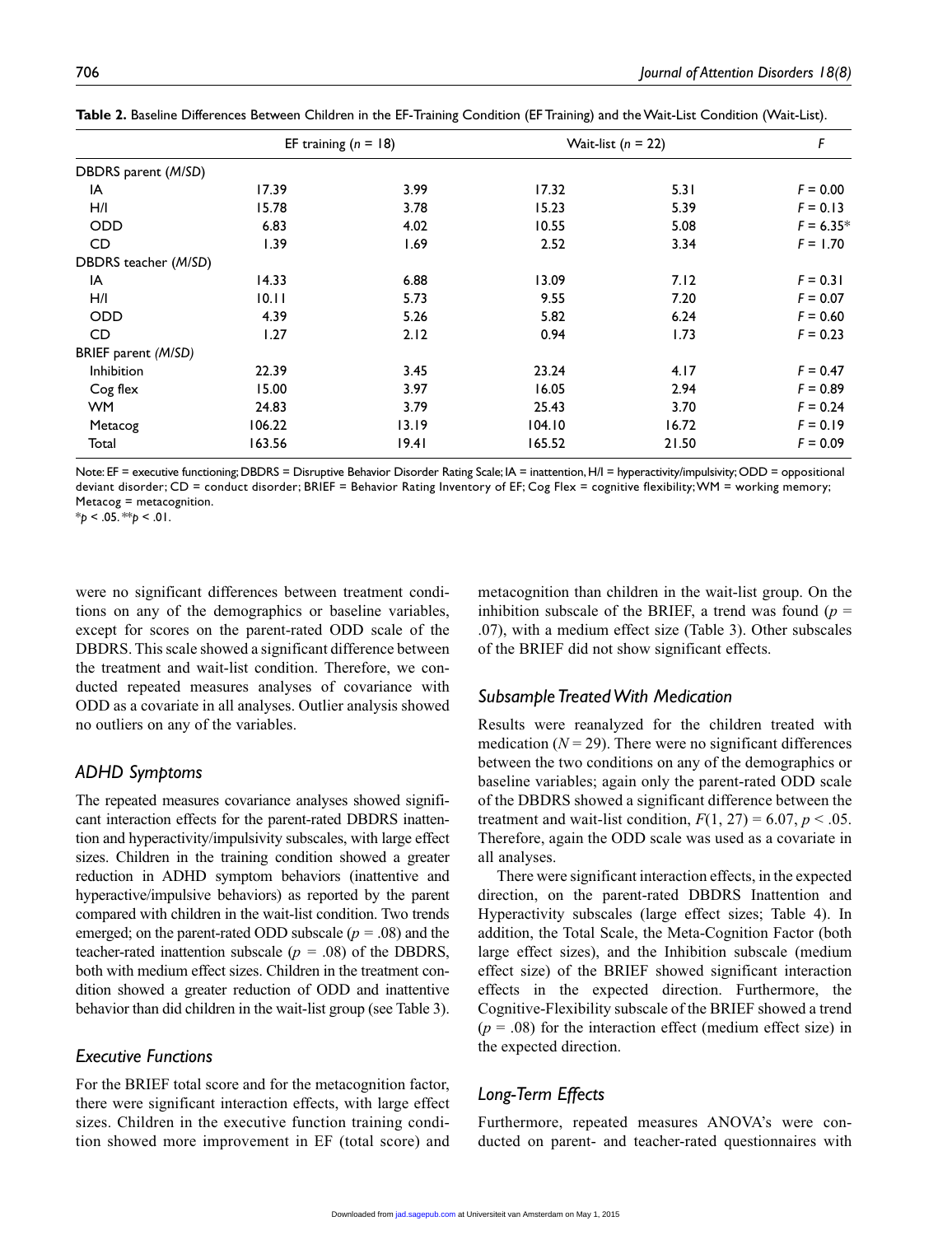**Table 2.** Baseline Differences Between Children in the EF-Training Condition (EF Training) and the Wait-List Condition (Wait-List).

| | EF training ($n$ = 18) | | Wait-list ($n$ = 22) | | $F$ |
|---|---|---|---|---|---|
| DBDRS parent (*M*/*SD*) | | | | | |
| IA | 17.39 | 3.99 | 17.32 | 5.31 | $F$ = 0.00 |
| H/I | 15.78 | 3.78 | 15.23 | 5.39 | $F$ = 0.13 |
| ODD | 6.83 | 4.02 | 10.55 | 5.08 | $F$ = 6.35* |
| CD | 1.39 | 1.69 | 2.52 | 3.34 | $F$ = 1.70 |
| DBDRS teacher (*M*/*SD*) | | | | | |
| IA | 14.33 | 6.88 | 13.09 | 7.12 | $F$ = 0.31 |
| H/I | 10.11 | 5.73 | 9.55 | 7.20 | $F$ = 0.07 |
| ODD | 4.39 | 5.26 | 5.82 | 6.24 | $F$ = 0.60 |
| CD | 1.27 | 2.12 | 0.94 | 1.73 | $F$ = 0.23 |
| BRIEF parent (*M*/*SD*) | | | | | |
| Inhibition | 22.39 | 3.45 | 23.24 | 4.17 | $F$ = 0.47 |
| Cog flex | 15.00 | 3.97 | 16.05 | 2.94 | $F$ = 0.89 |
| WM | 24.83 | 3.79 | 25.43 | 3.70 | $F$ = 0.24 |
| Metacog | 106.22 | 13.19 | 104.10 | 16.72 | $F$ = 0.19 |
| Total | 163.56 | 19.41 | 165.52 | 21.50 | $F$ = 0.09 |

Note: EF = executive functioning; DBDRS = Disruptive Behavior Disorder Rating Scale; IA = inattention, H/I = hyperactivity/impulsivity; ODD = oppositional deviant disorder; CD = conduct disorder; BRIEF = Behavior Rating Inventory of EF; Cog Flex = cognitive flexibility; WM = working memory; Metacog = metacognition.
*$p$ < .05. **$p$ < .01.

were no significant differences between treatment conditions on any of the demographics or baseline variables, except for scores on the parent-rated ODD scale of the DBDRS. This scale showed a significant difference between the treatment and wait-list condition. Therefore, we conducted repeated measures analyses of covariance with ODD as a covariate in all analyses. Outlier analysis showed no outliers on any of the variables.

### ADHD Symptoms

The repeated measures covariance analyses showed significant interaction effects for the parent-rated DBDRS inattention and hyperactivity/impulsivity subscales, with large effect sizes. Children in the training condition showed a greater reduction in ADHD symptom behaviors (inattentive and hyperactive/impulsive behaviors) as reported by the parent compared with children in the wait-list condition. Two trends emerged; on the parent-rated ODD subscale ($p$ = .08) and the teacher-rated inattention subscale ($p$ = .08) of the DBDRS, both with medium effect sizes. Children in the treatment condition showed a greater reduction of ODD and inattentive behavior than did children in the wait-list group (see Table 3).

### Executive Functions

For the BRIEF total score and for the metacognition factor, there were significant interaction effects, with large effect sizes. Children in the executive function training condition showed more improvement in EF (total score) and metacognition than children in the wait-list group. On the inhibition subscale of the BRIEF, a trend was found ($p$ = .07), with a medium effect size (Table 3). Other subscales of the BRIEF did not show significant effects.

### Subsample Treated With Medication

Results were reanalyzed for the children treated with medication ($N$ = 29). There were no significant differences between the two conditions on any of the demographics or baseline variables; again only the parent-rated ODD scale of the DBDRS showed a significant difference between the treatment and wait-list condition, $F(1, 27) = 6.07$, $p < .05$. Therefore, again the ODD scale was used as a covariate in all analyses.

There were significant interaction effects, in the expected direction, on the parent-rated DBDRS Inattention and Hyperactivity subscales (large effect sizes; Table 4). In addition, the Total Scale, the Meta-Cognition Factor (both large effect sizes), and the Inhibition subscale (medium effect size) of the BRIEF showed significant interaction effects in the expected direction. Furthermore, the Cognitive-Flexibility subscale of the BRIEF showed a trend ($p$ = .08) for the interaction effect (medium effect size) in the expected direction.

### Long-Term Effects

Furthermore, repeated measures ANOVA's were conducted on parent- and teacher-rated questionnaires with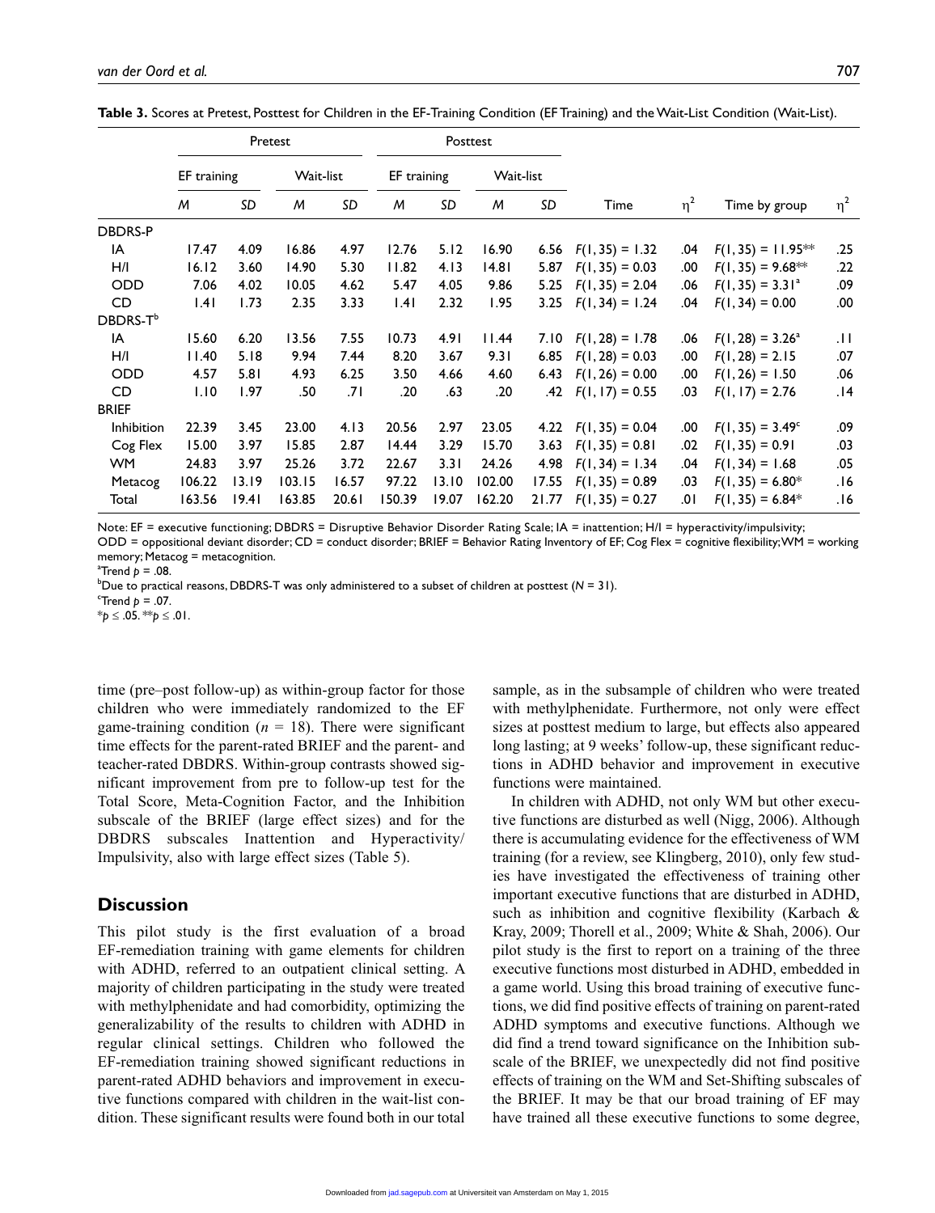**Table 3.** Scores at Pretest, Posttest for Children in the EF-Training Condition (EF Training) and the Wait-List Condition (Wait-List).

| | Pretest | | | | Posttest | | | | | | | |
|---|---|---|---|---|---|---|---|---|---|---|---|---|
| | EF training | | Wait-list | | EF training | | Wait-list | | | | | |
| | *M* | *SD* | *M* | *SD* | *M* | *SD* | *M* | *SD* | Time | $\eta^2$ | Time by group | $\eta^2$ |
| DBDRS-P | | | | | | | | | | | | |
| IA | 17.47 | 4.09 | 16.86 | 4.97 | 12.76 | 5.12 | 16.90 | 6.56 | $F(1, 35) = 1.32$ | .04 | $F(1, 35) = 11.95$** | .25 |
| H/I | 16.12 | 3.60 | 14.90 | 5.30 | 11.82 | 4.13 | 14.81 | 5.87 | $F(1, 35) = 0.03$ | .00 | $F(1, 35) = 9.68$** | .22 |
| ODD | 7.06 | 4.02 | 10.05 | 4.62 | 5.47 | 4.05 | 9.86 | 5.25 | $F(1, 35) = 2.04$ | .06 | $F(1, 35) = 3.31$[a] | .09 |
| CD | 1.41 | 1.73 | 2.35 | 3.33 | 1.41 | 2.32 | 1.95 | 3.25 | $F(1, 34) = 1.24$ | .04 | $F(1, 34) = 0.00$ | .00 |
| DBDRS-T[b] | | | | | | | | | | | | |
| IA | 15.60 | 6.20 | 13.56 | 7.55 | 10.73 | 4.91 | 11.44 | 7.10 | $F(1, 28) = 1.78$ | .06 | $F(1, 28) = 3.26$[a] | .11 |
| H/I | 11.40 | 5.18 | 9.94 | 7.44 | 8.20 | 3.67 | 9.31 | 6.85 | $F(1, 28) = 0.03$ | .00 | $F(1, 28) = 2.15$ | .07 |
| ODD | 4.57 | 5.81 | 4.93 | 6.25 | 3.50 | 4.66 | 4.60 | 6.43 | $F(1, 26) = 0.00$ | .00 | $F(1, 26) = 1.50$ | .06 |
| CD | 1.10 | 1.97 | .50 | .71 | .20 | .63 | .20 | .42 | $F(1, 17) = 0.55$ | .03 | $F(1, 17) = 2.76$ | .14 |
| BRIEF | | | | | | | | | | | | |
| Inhibition | 22.39 | 3.45 | 23.00 | 4.13 | 20.56 | 2.97 | 23.05 | 4.22 | $F(1, 35) = 0.04$ | .00 | $F(1, 35) = 3.49$[c] | .09 |
| Cog Flex | 15.00 | 3.97 | 15.85 | 2.87 | 14.44 | 3.29 | 15.70 | 3.63 | $F(1, 35) = 0.81$ | .02 | $F(1, 35) = 0.91$ | .03 |
| WM | 24.83 | 3.97 | 25.26 | 3.72 | 22.67 | 3.31 | 24.26 | 4.98 | $F(1, 34) = 1.34$ | .04 | $F(1, 34) = 1.68$ | .05 |
| Metacog | 106.22 | 13.19 | 103.15 | 16.57 | 97.22 | 13.10 | 102.00 | 17.55 | $F(1, 35) = 0.89$ | .03 | $F(1, 35) = 6.80$* | .16 |
| Total | 163.56 | 19.41 | 163.85 | 20.61 | 150.39 | 19.07 | 162.20 | 21.77 | $F(1, 35) = 0.27$ | .01 | $F(1, 35) = 6.84$* | .16 |

Note: EF = executive functioning; DBDRS = Disruptive Behavior Disorder Rating Scale; IA = inattention; H/I = hyperactivity/impulsivity; ODD = oppositional deviant disorder; CD = conduct disorder; BRIEF = Behavior Rating Inventory of EF; Cog Flex = cognitive flexibility; WM = working memory; Metacog = metacognition.
[a]Trend $p = .08$.
[b]Due to practical reasons, DBDRS-T was only administered to a subset of children at posttest ($N = 31$).
[c]Trend $p = .07$.
*$p \leq .05$. **$p \leq .01$.

time (pre–post follow-up) as within-group factor for those children who were immediately randomized to the EF game-training condition ($n = 18$). There were significant time effects for the parent-rated BRIEF and the parent- and teacher-rated DBDRS. Within-group contrasts showed significant improvement from pre to follow-up test for the Total Score, Meta-Cognition Factor, and the Inhibition subscale of the BRIEF (large effect sizes) and for the DBDRS subscales Inattention and Hyperactivity/Impulsivity, also with large effect sizes (Table 5).

## Discussion

This pilot study is the first evaluation of a broad EF-remediation training with game elements for children with ADHD, referred to an outpatient clinical setting. A majority of children participating in the study were treated with methylphenidate and had comorbidity, optimizing the generalizability of the results to children with ADHD in regular clinical settings. Children who followed the EF-remediation training showed significant reductions in parent-rated ADHD behaviors and improvement in executive functions compared with children in the wait-list condition. These significant results were found both in our total sample, as in the subsample of children who were treated with methylphenidate. Furthermore, not only were effect sizes at posttest medium to large, but effects also appeared long lasting; at 9 weeks' follow-up, these significant reductions in ADHD behavior and improvement in executive functions were maintained.

In children with ADHD, not only WM but other executive functions are disturbed as well (Nigg, 2006). Although there is accumulating evidence for the effectiveness of WM training (for a review, see Klingberg, 2010), only few studies have investigated the effectiveness of training other important executive functions that are disturbed in ADHD, such as inhibition and cognitive flexibility (Karbach & Kray, 2009; Thorell et al., 2009; White & Shah, 2006). Our pilot study is the first to report on a training of the three executive functions most disturbed in ADHD, embedded in a game world. Using this broad training of executive functions, we did find positive effects of training on parent-rated ADHD symptoms and executive functions. Although we did find a trend toward significance on the Inhibition subscale of the BRIEF, we unexpectedly did not find positive effects of training on the WM and Set-Shifting subscales of the BRIEF. It may be that our broad training of EF may have trained all these executive functions to some degree,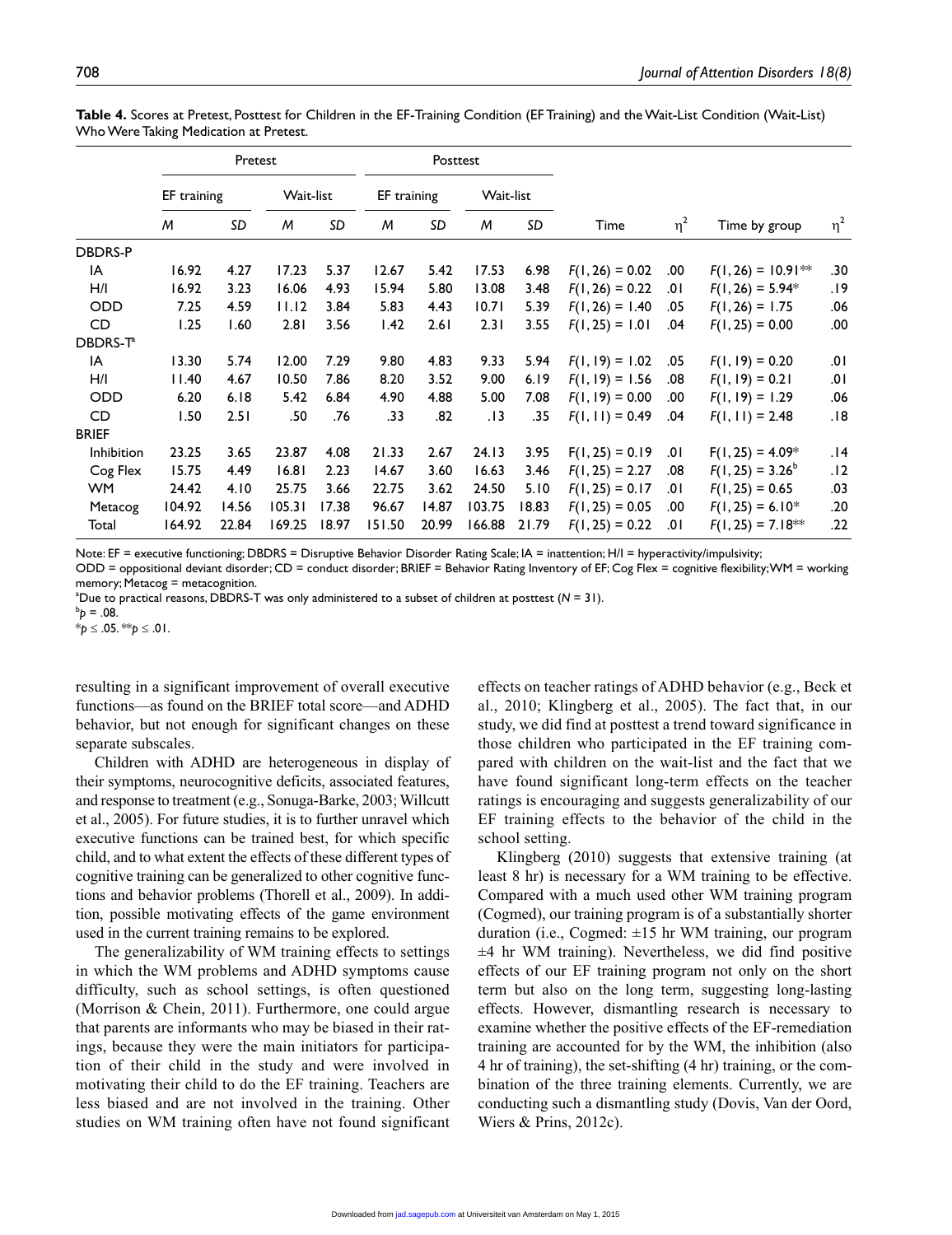**Table 4.** Scores at Pretest, Posttest for Children in the EF-Training Condition (EF Training) and the Wait-List Condition (Wait-List) Who Were Taking Medication at Pretest.

| | Pretest | | | | Posttest | | | | | | | |
|---|---|---|---|---|---|---|---|---|---|---|---|---|
| | EF training | | Wait-list | | EF training | | Wait-list | | | | | |
| | *M* | *SD* | *M* | *SD* | *M* | *SD* | *M* | *SD* | Time | $\eta^2$ | Time by group | $\eta^2$ |
| DBDRS-P | | | | | | | | | | | | |
| IA | 16.92 | 4.27 | 17.23 | 5.37 | 12.67 | 5.42 | 17.53 | 6.98 | $F(1, 26) = 0.02$ | .00 | $F(1, 26) = 10.91^{**}$ | .30 |
| H/I | 16.92 | 3.23 | 16.06 | 4.93 | 15.94 | 5.80 | 13.08 | 3.48 | $F(1, 26) = 0.22$ | .01 | $F(1, 26) = 5.94^{*}$ | .19 |
| ODD | 7.25 | 4.59 | 11.12 | 3.84 | 5.83 | 4.43 | 10.71 | 5.39 | $F(1, 26) = 1.40$ | .05 | $F(1, 26) = 1.75$ | .06 |
| CD | 1.25 | 1.60 | 2.81 | 3.56 | 1.42 | 2.61 | 2.31 | 3.55 | $F(1, 25) = 1.01$ | .04 | $F(1, 25) = 0.00$ | .00 |
| DBDRS-T[a] | | | | | | | | | | | | |
| IA | 13.30 | 5.74 | 12.00 | 7.29 | 9.80 | 4.83 | 9.33 | 5.94 | $F(1, 19) = 1.02$ | .05 | $F(1, 19) = 0.20$ | .01 |
| H/I | 11.40 | 4.67 | 10.50 | 7.86 | 8.20 | 3.52 | 9.00 | 6.19 | $F(1, 19) = 1.56$ | .08 | $F(1, 19) = 0.21$ | .01 |
| ODD | 6.20 | 6.18 | 5.42 | 6.84 | 4.90 | 4.88 | 5.00 | 7.08 | $F(1, 19) = 0.00$ | .00 | $F(1, 19) = 1.29$ | .06 |
| CD | 1.50 | 2.51 | .50 | .76 | .33 | .82 | .13 | .35 | $F(1, 11) = 0.49$ | .04 | $F(1, 11) = 2.48$ | .18 |
| BRIEF | | | | | | | | | | | | |
| Inhibition | 23.25 | 3.65 | 23.87 | 4.08 | 21.33 | 2.67 | 24.13 | 3.95 | $F(1, 25) = 0.19$ | .01 | $F(1, 25) = 4.09^{*}$ | .14 |
| Cog Flex | 15.75 | 4.49 | 16.81 | 2.23 | 14.67 | 3.60 | 16.63 | 3.46 | $F(1, 25) = 2.27$ | .08 | $F(1, 25) = 3.26^{b}$ | .12 |
| WM | 24.42 | 4.10 | 25.75 | 3.66 | 22.75 | 3.62 | 24.50 | 5.10 | $F(1, 25) = 0.17$ | .01 | $F(1, 25) = 0.65$ | .03 |
| Metacog | 104.92 | 14.56 | 105.31 | 17.38 | 96.67 | 14.87 | 103.75 | 18.83 | $F(1, 25) = 0.05$ | .00 | $F(1, 25) = 6.10^{*}$ | .20 |
| Total | 164.92 | 22.84 | 169.25 | 18.97 | 151.50 | 20.99 | 166.88 | 21.79 | $F(1, 25) = 0.22$ | .01 | $F(1, 25) = 7.18^{**}$ | .22 |

Note: EF = executive functioning; DBDRS = Disruptive Behavior Disorder Rating Scale; IA = inattention; H/I = hyperactivity/impulsivity; ODD = oppositional deviant disorder; CD = conduct disorder; BRIEF = Behavior Rating Inventory of EF; Cog Flex = cognitive flexibility; WM = working memory; Metacog = metacognition.

[a]Due to practical reasons, DBDRS-T was only administered to a subset of children at posttest ($N = 31$).

[b]$p = .08$.

$^{*}p \leq .05$. $^{**}p \leq .01$.

resulting in a significant improvement of overall executive functions—as found on the BRIEF total score—and ADHD behavior, but not enough for significant changes on these separate subscales.

Children with ADHD are heterogeneous in display of their symptoms, neurocognitive deficits, associated features, and response to treatment (e.g., Sonuga-Barke, 2003; Willcutt et al., 2005). For future studies, it is to further unravel which executive functions can be trained best, for which specific child, and to what extent the effects of these different types of cognitive training can be generalized to other cognitive functions and behavior problems (Thorell et al., 2009). In addition, possible motivating effects of the game environment used in the current training remains to be explored.

The generalizability of WM training effects to settings in which the WM problems and ADHD symptoms cause difficulty, such as school settings, is often questioned (Morrison & Chein, 2011). Furthermore, one could argue that parents are informants who may be biased in their ratings, because they were the main initiators for participation of their child in the study and were involved in motivating their child to do the EF training. Teachers are less biased and are not involved in the training. Other studies on WM training often have not found significant effects on teacher ratings of ADHD behavior (e.g., Beck et al., 2010; Klingberg et al., 2005). The fact that, in our study, we did find at posttest a trend toward significance in those children who participated in the EF training compared with children on the wait-list and the fact that we have found significant long-term effects on the teacher ratings is encouraging and suggests generalizability of our EF training effects to the behavior of the child in the school setting.

Klingberg (2010) suggests that extensive training (at least 8 hr) is necessary for a WM training to be effective. Compared with a much used other WM training program (Cogmed), our training program is of a substantially shorter duration (i.e., Cogmed: ±15 hr WM training, our program ±4 hr WM training). Nevertheless, we did find positive effects of our EF training program not only on the short term but also on the long term, suggesting long-lasting effects. However, dismantling research is necessary to examine whether the positive effects of the EF-remediation training are accounted for by the WM, the inhibition (also 4 hr of training), the set-shifting (4 hr) training, or the combination of the three training elements. Currently, we are conducting such a dismantling study (Dovis, Van der Oord, Wiers & Prins, 2012c).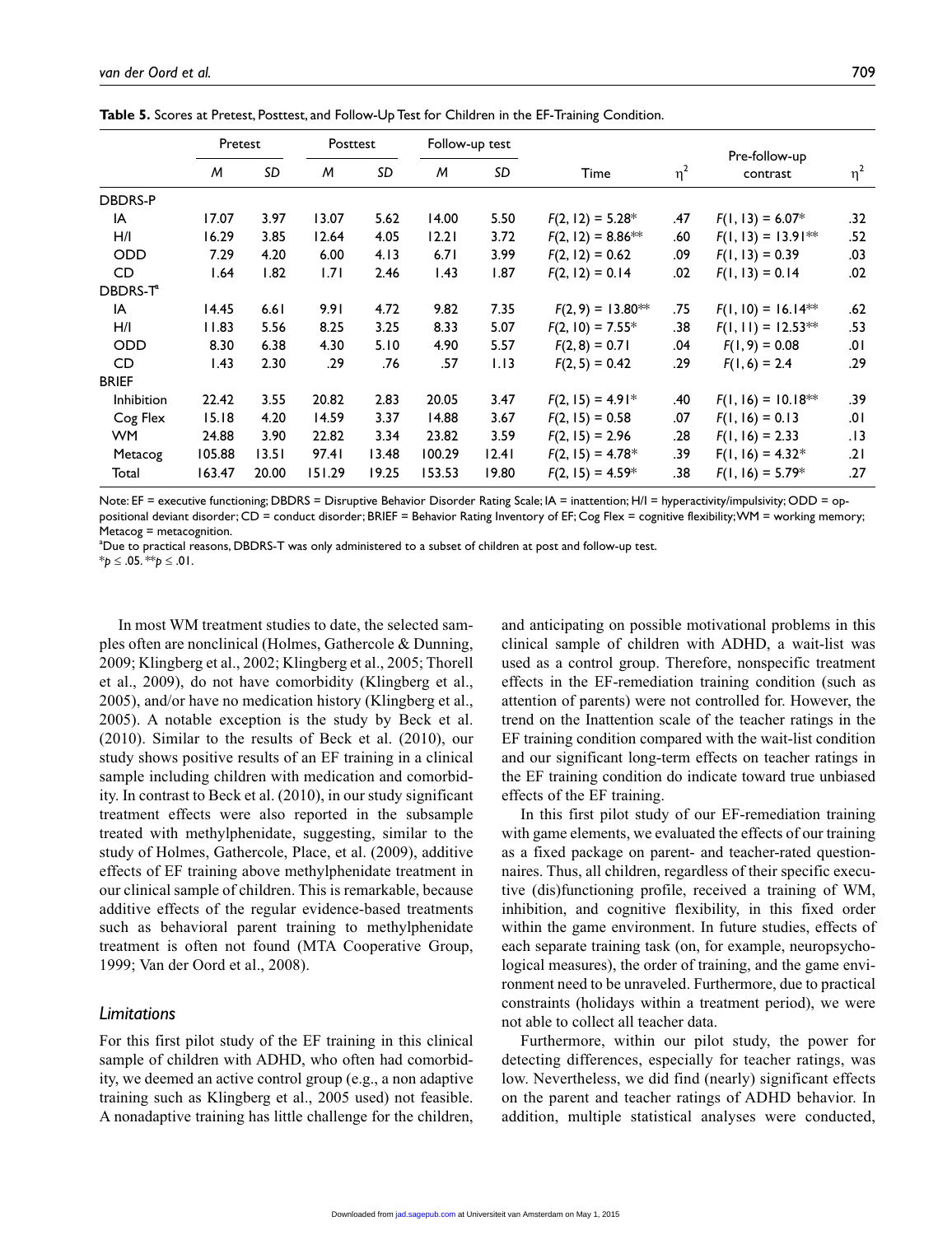**Table 5.** Scores at Pretest, Posttest, and Follow-Up Test for Children in the EF-Training Condition.

| | Pretest | | Posttest | | Follow-up test | | | | | |
|---|---|---|---|---|---|---|---|---|---|---|
| | $M$ | $SD$ | $M$ | $SD$ | $M$ | $SD$ | Time | $\eta^2$ | Pre-follow-up contrast | $\eta^2$ |
| DBDRS-P | | | | | | | | | | |
| IA | 17.07 | 3.97 | 13.07 | 5.62 | 14.00 | 5.50 | $F(2, 12) = 5.28$* | .47 | $F(1, 13) = 6.07$* | .32 |
| H/I | 16.29 | 3.85 | 12.64 | 4.05 | 12.21 | 3.72 | $F(2, 12) = 8.86$** | .60 | $F(1, 13) = 13.91$** | .52 |
| ODD | 7.29 | 4.20 | 6.00 | 4.13 | 6.71 | 3.99 | $F(2, 12) = 0.62$ | .09 | $F(1, 13) = 0.39$ | .03 |
| CD | 1.64 | 1.82 | 1.71 | 2.46 | 1.43 | 1.87 | $F(2, 12) = 0.14$ | .02 | $F(1, 13) = 0.14$ | .02 |
| DBDRS-T[a] | | | | | | | | | | |
| IA | 14.45 | 6.61 | 9.91 | 4.72 | 9.82 | 7.35 | $F(2, 9) = 13.80$** | .75 | $F(1, 10) = 16.14$** | .62 |
| H/I | 11.83 | 5.56 | 8.25 | 3.25 | 8.33 | 5.07 | $F(2, 10) = 7.55$* | .38 | $F(1, 11) = 12.53$** | .53 |
| ODD | 8.30 | 6.38 | 4.30 | 5.10 | 4.90 | 5.57 | $F(2, 8) = 0.71$ | .04 | $F(1, 9) = 0.08$ | .01 |
| CD | 1.43 | 2.30 | .29 | .76 | .57 | 1.13 | $F(2, 5) = 0.42$ | .29 | $F(1, 6) = 2.4$ | .29 |
| BRIEF | | | | | | | | | | |
| Inhibition | 22.42 | 3.55 | 20.82 | 2.83 | 20.05 | 3.47 | $F(2, 15) = 4.91$* | .40 | $F(1, 16) = 10.18$** | .39 |
| Cog Flex | 15.18 | 4.20 | 14.59 | 3.37 | 14.88 | 3.67 | $F(2, 15) = 0.58$ | .07 | $F(1, 16) = 0.13$ | .01 |
| WM | 24.88 | 3.90 | 22.82 | 3.34 | 23.82 | 3.59 | $F(2, 15) = 2.96$ | .28 | $F(1, 16) = 2.33$ | .13 |
| Metacog | 105.88 | 13.51 | 97.41 | 13.48 | 100.29 | 12.41 | $F(2, 15) = 4.78$* | .39 | $F(1, 16) = 4.32$* | .21 |
| Total | 163.47 | 20.00 | 151.29 | 19.25 | 153.53 | 19.80 | $F(2, 15) = 4.59$* | .38 | $F(1, 16) = 5.79$* | .27 |

Note: EF = executive functioning; DBDRS = Disruptive Behavior Disorder Rating Scale; IA = inattention; H/I = hyperactivity/impulsivity; ODD = oppositional deviant disorder; CD = conduct disorder; BRIEF = Behavior Rating Inventory of EF; Cog Flex = cognitive flexibility; WM = working memory; Metacog = metacognition.

[a]Due to practical reasons, DBDRS-T was only administered to a subset of children at post and follow-up test.

*$p \leq .05$. **$p \leq .01$.

In most WM treatment studies to date, the selected samples often are nonclinical (Holmes, Gathercole & Dunning, 2009; Klingberg et al., 2002; Klingberg et al., 2005; Thorell et al., 2009), do not have comorbidity (Klingberg et al., 2005), and/or have no medication history (Klingberg et al., 2005). A notable exception is the study by Beck et al. (2010). Similar to the results of Beck et al. (2010), our study shows positive results of an EF training in a clinical sample including children with medication and comorbidity. In contrast to Beck et al. (2010), in our study significant treatment effects were also reported in the subsample treated with methylphenidate, suggesting, similar to the study of Holmes, Gathercole, Place, et al. (2009), additive effects of EF training above methylphenidate treatment in our clinical sample of children. This is remarkable, because additive effects of the regular evidence-based treatments such as behavioral parent training to methylphenidate treatment is often not found (MTA Cooperative Group, 1999; Van der Oord et al., 2008).

## Limitations

For this first pilot study of the EF training in this clinical sample of children with ADHD, who often had comorbidity, we deemed an active control group (e.g., a non adaptive training such as Klingberg et al., 2005 used) not feasible. A nonadaptive training has little challenge for the children, and anticipating on possible motivational problems in this clinical sample of children with ADHD, a wait-list was used as a control group. Therefore, nonspecific treatment effects in the EF-remediation training condition (such as attention of parents) were not controlled for. However, the trend on the Inattention scale of the teacher ratings in the EF training condition compared with the wait-list condition and our significant long-term effects on teacher ratings in the EF training condition do indicate toward true unbiased effects of the EF training.

In this first pilot study of our EF-remediation training with game elements, we evaluated the effects of our training as a fixed package on parent- and teacher-rated questionnaires. Thus, all children, regardless of their specific executive (dis)functioning profile, received a training of WM, inhibition, and cognitive flexibility, in this fixed order within the game environment. In future studies, effects of each separate training task (on, for example, neuropsychological measures), the order of training, and the game environment need to be unraveled. Furthermore, due to practical constraints (holidays within a treatment period), we were not able to collect all teacher data.

Furthermore, within our pilot study, the power for detecting differences, especially for teacher ratings, was low. Nevertheless, we did find (nearly) significant effects on the parent and teacher ratings of ADHD behavior. In addition, multiple statistical analyses were conducted,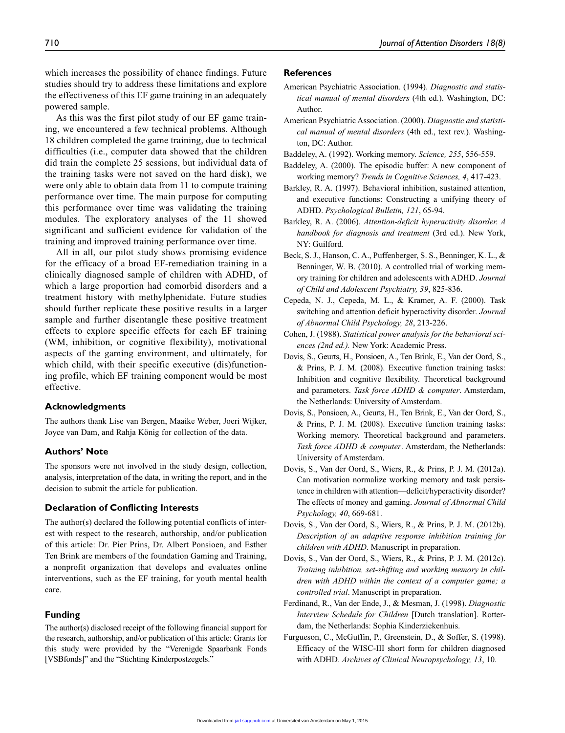which increases the possibility of chance findings. Future studies should try to address these limitations and explore the effectiveness of this EF game training in an adequately powered sample.

As this was the first pilot study of our EF game training, we encountered a few technical problems. Although 18 children completed the game training, due to technical difficulties (i.e., computer data showed that the children did train the complete 25 sessions, but individual data of the training tasks were not saved on the hard disk), we were only able to obtain data from 11 to compute training performance over time. The main purpose for computing this performance over time was validating the training modules. The exploratory analyses of the 11 showed significant and sufficient evidence for validation of the training and improved training performance over time.

All in all, our pilot study shows promising evidence for the efficacy of a broad EF-remediation training in a clinically diagnosed sample of children with ADHD, of which a large proportion had comorbid disorders and a treatment history with methylphenidate. Future studies should further replicate these positive results in a larger sample and further disentangle these positive treatment effects to explore specific effects for each EF training (WM, inhibition, or cognitive flexibility), motivational aspects of the gaming environment, and ultimately, for which child, with their specific executive (dis)functioning profile, which EF training component would be most effective.

## Acknowledgments

The authors thank Lise van Bergen, Maaike Weber, Joeri Wijker, Joyce van Dam, and Rahja König for collection of the data.

## Authors' Note

The sponsors were not involved in the study design, collection, analysis, interpretation of the data, in writing the report, and in the decision to submit the article for publication.

## Declaration of Conflicting Interests

The author(s) declared the following potential conflicts of interest with respect to the research, authorship, and/or publication of this article: Dr. Pier Prins, Dr. Albert Ponsioen, and Esther Ten Brink are members of the foundation Gaming and Training, a nonprofit organization that develops and evaluates online interventions, such as the EF training, for youth mental health care.

## Funding

The author(s) disclosed receipt of the following financial support for the research, authorship, and/or publication of this article: Grants for this study were provided by the "Verenigde Spaarbank Fonds [VSBfonds]" and the "Stichting Kinderpostzegels."

## References

American Psychiatric Association. (1994). *Diagnostic and statistical manual of mental disorders* (4th ed.). Washington, DC: Author.

American Psychiatric Association. (2000). *Diagnostic and statistical manual of mental disorders* (4th ed., text rev.). Washington, DC: Author.

Baddeley, A. (1992). Working memory. *Science, 255*, 556-559.

Baddeley, A. (2000). The episodic buffer: A new component of working memory? *Trends in Cognitive Sciences, 4*, 417-423.

Barkley, R. A. (1997). Behavioral inhibition, sustained attention, and executive functions: Constructing a unifying theory of ADHD. *Psychological Bulletin, 121*, 65-94.

Barkley, R. A. (2006). *Attention-deficit hyperactivity disorder. A handbook for diagnosis and treatment* (3rd ed.). New York, NY: Guilford.

Beck, S. J., Hanson, C. A., Puffenberger, S. S., Benninger, K. L., & Benninger, W. B. (2010). A controlled trial of working memory training for children and adolescents with ADHD. *Journal of Child and Adolescent Psychiatry, 39*, 825-836.

Cepeda, N. J., Cepeda, M. L., & Kramer, A. F. (2000). Task switching and attention deficit hyperactivity disorder. *Journal of Abnormal Child Psychology, 28*, 213-226.

Cohen, J. (1988). *Statistical power analysis for the behavioral sciences (2nd ed.).* New York: Academic Press.

Dovis, S., Geurts, H., Ponsioen, A., Ten Brink, E., Van der Oord, S., & Prins, P. J. M. (2008). Executive function training tasks: Inhibition and cognitive flexibility. Theoretical background and parameters. *Task force ADHD & computer*. Amsterdam, the Netherlands: University of Amsterdam.

Dovis, S., Ponsioen, A., Geurts, H., Ten Brink, E., Van der Oord, S., & Prins, P. J. M. (2008). Executive function training tasks: Working memory. Theoretical background and parameters. *Task force ADHD & computer*. Amsterdam, the Netherlands: University of Amsterdam.

Dovis, S., Van der Oord, S., Wiers, R., & Prins, P. J. M. (2012a). Can motivation normalize working memory and task persistence in children with attention—deficit/hyperactivity disorder? The effects of money and gaming. *Journal of Abnormal Child Psychology, 40*, 669-681.

Dovis, S., Van der Oord, S., Wiers, R., & Prins, P. J. M. (2012b). *Description of an adaptive response inhibition training for children with ADHD*. Manuscript in preparation.

Dovis, S., Van der Oord, S., Wiers, R., & Prins, P. J. M. (2012c). *Training inhibition, set-shifting and working memory in children with ADHD within the context of a computer game; a controlled trial*. Manuscript in preparation.

Ferdinand, R., Van der Ende, J., & Mesman, J. (1998). *Diagnostic Interview Schedule for Children* [Dutch translation]. Rotterdam, the Netherlands: Sophia Kinderziekenhuis.

Furgueson, C., McGuffin, P., Greenstein, D., & Soffer, S. (1998). Efficacy of the WISC-III short form for children diagnosed with ADHD. *Archives of Clinical Neuropsychology, 13*, 10.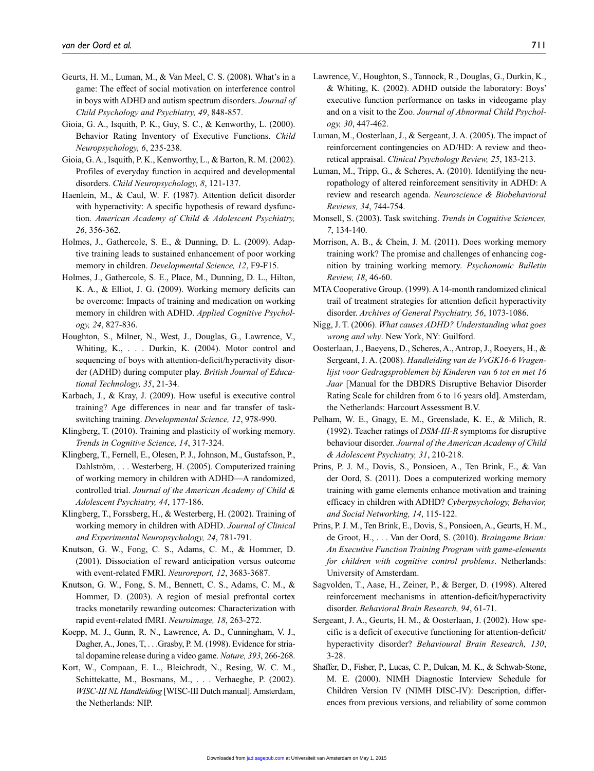Geurts, H. M., Luman, M., & Van Meel, C. S. (2008). What's in a game: The effect of social motivation on interference control in boys with ADHD and autism spectrum disorders. *Journal of Child Psychology and Psychiatry, 49*, 848-857.

Gioia, G. A., Isquith, P. K., Guy, S. C., & Kenworthy, L. (2000). Behavior Rating Inventory of Executive Functions. *Child Neuropsychology, 6*, 235-238.

Gioia, G. A., Isquith, P. K., Kenworthy, L., & Barton, R. M. (2002). Profiles of everyday function in acquired and developmental disorders. *Child Neuropsychology, 8*, 121-137.

Haenlein, M., & Caul, W. F. (1987). Attention deficit disorder with hyperactivity: A specific hypothesis of reward dysfunction. *American Academy of Child & Adolescent Psychiatry, 26*, 356-362.

Holmes, J., Gathercole, S. E., & Dunning, D. L. (2009). Adaptive training leads to sustained enhancement of poor working memory in children. *Developmental Science, 12*, F9-F15.

Holmes, J., Gathercole, S. E., Place, M., Dunning, D. L., Hilton, K. A., & Elliot, J. G. (2009). Working memory deficits can be overcome: Impacts of training and medication on working memory in children with ADHD. *Applied Cognitive Psychology, 24*, 827-836.

Houghton, S., Milner, N., West, J., Douglas, G., Lawrence, V., Whiting, K., . . . Durkin, K. (2004). Motor control and sequencing of boys with attention-deficit/hyperactivity disorder (ADHD) during computer play. *British Journal of Educational Technology, 35*, 21-34.

Karbach, J., & Kray, J. (2009). How useful is executive control training? Age differences in near and far transfer of task-switching training. *Developmental Science, 12*, 978-990.

Klingberg, T. (2010). Training and plasticity of working memory. *Trends in Cognitive Science, 14*, 317-324.

Klingberg, T., Fernell, E., Olesen, P. J., Johnson, M., Gustafsson, P., Dahlström, . . . Westerberg, H. (2005). Computerized training of working memory in children with ADHD—A randomized, controlled trial. *Journal of the American Academy of Child & Adolescent Psychiatry, 44*, 177-186.

Klingberg, T., Forssberg, H., & Westerberg, H. (2002). Training of working memory in children with ADHD. *Journal of Clinical and Experimental Neuropsychology, 24*, 781-791.

Knutson, G. W., Fong, C. S., Adams, C. M., & Hommer, D. (2001). Dissociation of reward anticipation versus outcome with event-related FMRI. *Neuroreport, 12*, 3683-3687.

Knutson, G. W., Fong, S. M., Bennett, C. S., Adams, C. M., & Hommer, D. (2003). A region of mesial prefrontal cortex tracks monetarily rewarding outcomes: Characterization with rapid event-related fMRI. *Neuroimage, 18*, 263-272.

Koepp, M. J., Gunn, R. N., Lawrence, A. D., Cunningham, V. J., Dagher, A., Jones, T, . . .Grasby, P. M. (1998). Evidence for striatal dopamine release during a video game. *Nature, 393*, 266-268.

Kort, W., Compaan, E. L., Bleichrodt, N., Resing, W. C. M., Schittekatte, M., Bosmans, M., . . . Verhaeghe, P. (2002). *WISC-III NL Handleiding* [WISC-III Dutch manual]. Amsterdam, the Netherlands: NIP.

Lawrence, V., Houghton, S., Tannock, R., Douglas, G., Durkin, K., & Whiting, K. (2002). ADHD outside the laboratory: Boys' executive function performance on tasks in videogame play and on a visit to the Zoo. *Journal of Abnormal Child Psychology, 30*, 447-462.

Luman, M., Oosterlaan, J., & Sergeant, J. A. (2005). The impact of reinforcement contingencies on AD/HD: A review and theoretical appraisal. *Clinical Psychology Review, 25*, 183-213.

Luman, M., Tripp, G., & Scheres, A. (2010). Identifying the neuropathology of altered reinforcement sensitivity in ADHD: A review and research agenda. *Neuroscience & Biobehavioral Reviews, 34*, 744-754.

Monsell, S. (2003). Task switching. *Trends in Cognitive Sciences, 7*, 134-140.

Morrison, A. B., & Chein, J. M. (2011). Does working memory training work? The promise and challenges of enhancing cognition by training working memory. *Psychonomic Bulletin Review, 18*, 46-60.

MTA Cooperative Group. (1999). A 14-month randomized clinical trail of treatment strategies for attention deficit hyperactivity disorder. *Archives of General Psychiatry, 56*, 1073-1086.

Nigg, J. T. (2006). *What causes ADHD? Understanding what goes wrong and why*. New York, NY: Guilford.

Oosterlaan, J., Baeyens, D., Scheres, A., Antrop, J., Roeyers, H., & Sergeant, J. A. (2008). *Handleiding van de VvGK16-6 Vragenlijst voor Gedragsproblemen bij Kinderen van 6 tot en met 16 Jaar* [Manual for the DBDRS Disruptive Behavior Disorder Rating Scale for children from 6 to 16 years old]. Amsterdam, the Netherlands: Harcourt Assessment B.V.

Pelham, W. E., Gnagy, E. M., Greenslade, K. E., & Milich, R. (1992). Teacher ratings of *DSM-III-R* symptoms for disruptive behaviour disorder. *Journal of the American Academy of Child & Adolescent Psychiatry, 31*, 210-218.

Prins, P. J. M., Dovis, S., Ponsioen, A., Ten Brink, E., & Van der Oord, S. (2011). Does a computerized working memory training with game elements enhance motivation and training efficacy in children with ADHD? *Cyberpsychology, Behavior, and Social Networking, 14*, 115-122.

Prins, P. J. M., Ten Brink, E., Dovis, S., Ponsioen, A., Geurts, H. M., de Groot, H., . . . Van der Oord, S. (2010). *Braingame Brian: An Executive Function Training Program with game-elements for children with cognitive control problems*. Netherlands: University of Amsterdam.

Sagvolden, T., Aase, H., Zeiner, P., & Berger, D. (1998). Altered reinforcement mechanisms in attention-deficit/hyperactivity disorder. *Behavioral Brain Research, 94*, 61-71.

Sergeant, J. A., Geurts, H. M., & Oosterlaan, J. (2002). How specific is a deficit of executive functioning for attention-deficit/hyperactivity disorder? *Behavioural Brain Research, 130*, 3-28.

Shaffer, D., Fisher, P., Lucas, C. P., Dulcan, M. K., & Schwab-Stone, M. E. (2000). NIMH Diagnostic Interview Schedule for Children Version IV (NIMH DISC-IV): Description, differences from previous versions, and reliability of some common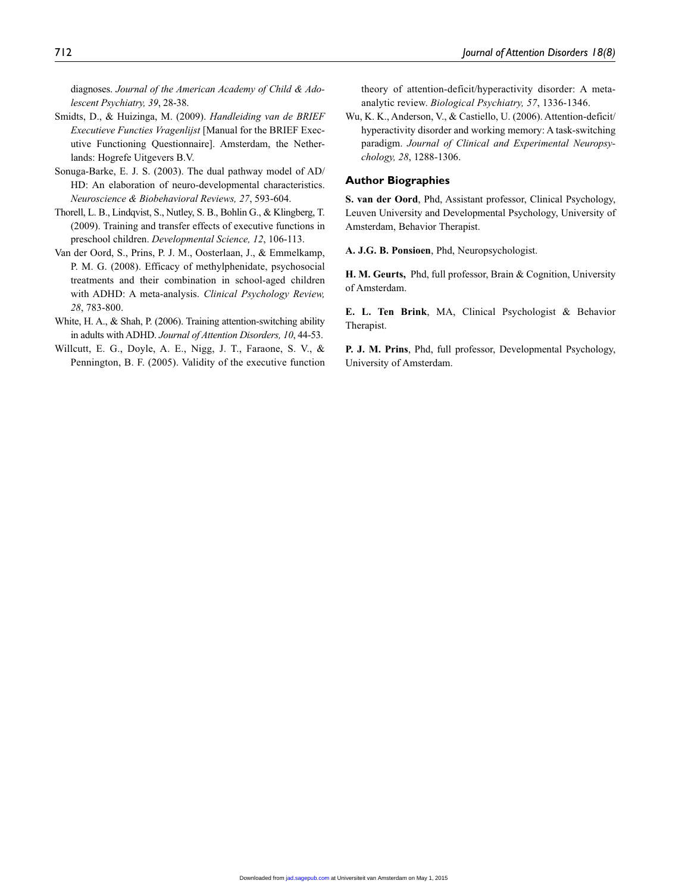diagnoses. *Journal of the American Academy of Child & Adolescent Psychiatry, 39*, 28-38.

Smidts, D., & Huizinga, M. (2009). *Handleiding van de BRIEF Executieve Functies Vragenlijst* [Manual for the BRIEF Executive Functioning Questionnaire]. Amsterdam, the Netherlands: Hogrefe Uitgevers B.V.

Sonuga-Barke, E. J. S. (2003). The dual pathway model of AD/HD: An elaboration of neuro-developmental characteristics. *Neuroscience & Biobehavioral Reviews, 27*, 593-604.

Thorell, L. B., Lindqvist, S., Nutley, S. B., Bohlin G., & Klingberg, T. (2009). Training and transfer effects of executive functions in preschool children. *Developmental Science, 12*, 106-113.

Van der Oord, S., Prins, P. J. M., Oosterlaan, J., & Emmelkamp, P. M. G. (2008). Efficacy of methylphenidate, psychosocial treatments and their combination in school-aged children with ADHD: A meta-analysis. *Clinical Psychology Review, 28*, 783-800.

White, H. A., & Shah, P. (2006). Training attention-switching ability in adults with ADHD. *Journal of Attention Disorders, 10*, 44-53.

Willcutt, E. G., Doyle, A. E., Nigg, J. T., Faraone, S. V., & Pennington, B. F. (2005). Validity of the executive function theory of attention-deficit/hyperactivity disorder: A meta-analytic review. *Biological Psychiatry, 57*, 1336-1346.

Wu, K. K., Anderson, V., & Castiello, U. (2006). Attention-deficit/hyperactivity disorder and working memory: A task-switching paradigm. *Journal of Clinical and Experimental Neuropsychology, 28*, 1288-1306.

## Author Biographies

**S. van der Oord**, Phd, Assistant professor, Clinical Psychology, Leuven University and Developmental Psychology, University of Amsterdam, Behavior Therapist.

**A. J.G. B. Ponsioen**, Phd, Neuropsychologist.

**H. M. Geurts,** Phd, full professor, Brain & Cognition, University of Amsterdam.

**E. L. Ten Brink**, MA, Clinical Psychologist & Behavior Therapist.

**P. J. M. Prins**, Phd, full professor, Developmental Psychology, University of Amsterdam.